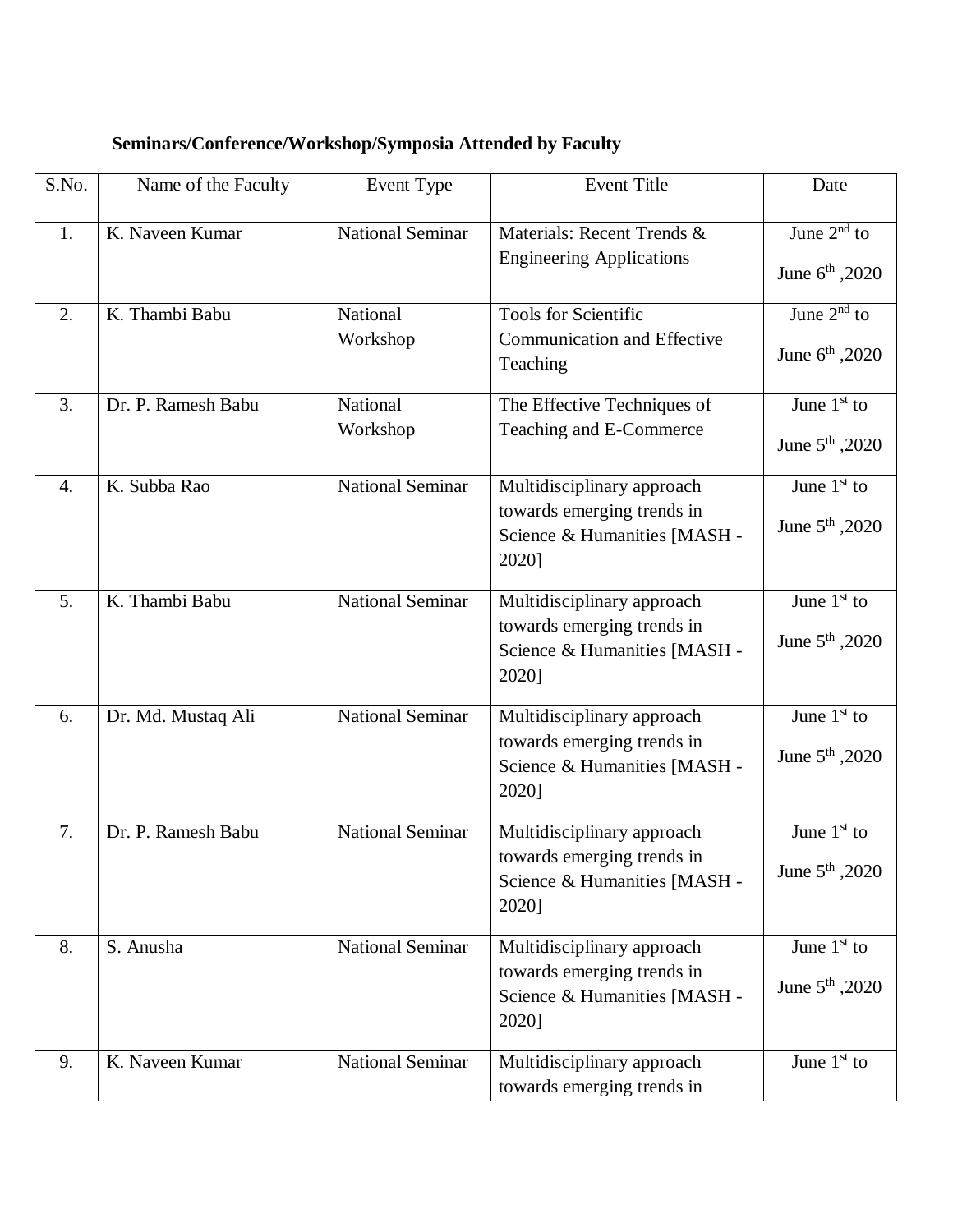**Seminars/Conference/Workshop/Symposia Attended by Faculty**

| S.No. | Name of the Faculty | Event Type | Event Title | Date |
|---|---|---|---|---|
| 1. | K. Naveen Kumar | National Seminar | Materials: Recent Trends & Engineering Applications | June 2nd to June 6th ,2020 |
| 2. | K. Thambi Babu | National Workshop | Tools for Scientific Communication and Effective Teaching | June 2nd to June 6th ,2020 |
| 3. | Dr. P. Ramesh Babu | National Workshop | The Effective Techniques of Teaching and E-Commerce | June 1st to June 5th ,2020 |
| 4. | K. Subba Rao | National Seminar | Multidisciplinary approach towards emerging trends in Science & Humanities [MASH - 2020] | June 1st to June 5th ,2020 |
| 5. | K. Thambi Babu | National Seminar | Multidisciplinary approach towards emerging trends in Science & Humanities [MASH - 2020] | June 1st to June 5th ,2020 |
| 6. | Dr. Md. Mustaq Ali | National Seminar | Multidisciplinary approach towards emerging trends in Science & Humanities [MASH - 2020] | June 1st to June 5th ,2020 |
| 7. | Dr. P. Ramesh Babu | National Seminar | Multidisciplinary approach towards emerging trends in Science & Humanities [MASH - 2020] | June 1st to June 5th ,2020 |
| 8. | S. Anusha | National Seminar | Multidisciplinary approach towards emerging trends in Science & Humanities [MASH - 2020] | June 1st to June 5th ,2020 |
| 9. | K. Naveen Kumar | National Seminar | Multidisciplinary approach towards emerging trends in | June 1st to |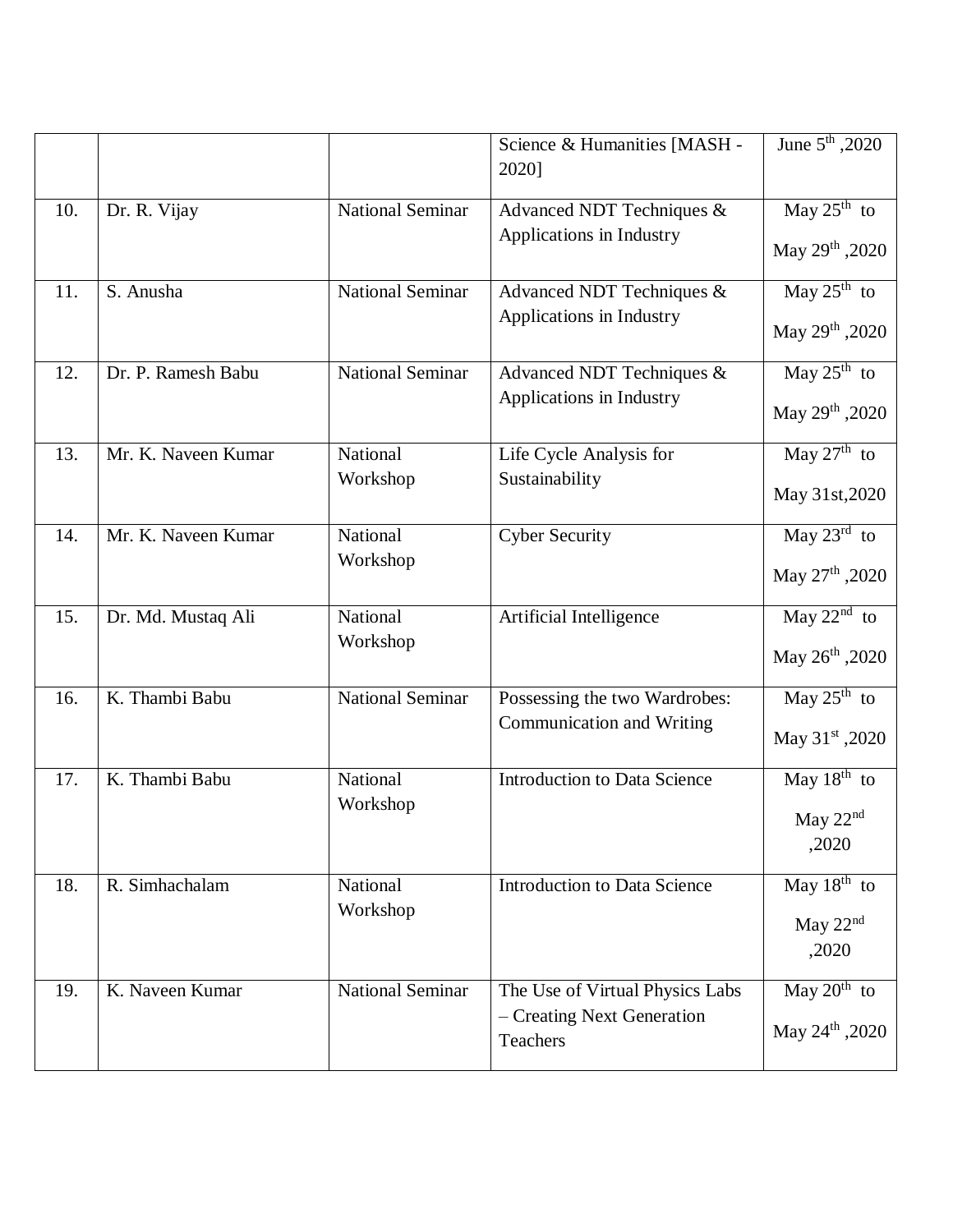| | | | | |
|---|---|---|---|---|
| | | | Science & Humanities [MASH - 2020] | June 5$^{th}$ ,2020 |
| 10. | Dr. R. Vijay | National Seminar | Advanced NDT Techniques & Applications in Industry | May 25$^{th}$ to May 29$^{th}$ ,2020 |
| 11. | S. Anusha | National Seminar | Advanced NDT Techniques & Applications in Industry | May 25$^{th}$ to May 29$^{th}$ ,2020 |
| 12. | Dr. P. Ramesh Babu | National Seminar | Advanced NDT Techniques & Applications in Industry | May 25$^{th}$ to May 29$^{th}$ ,2020 |
| 13. | Mr. K. Naveen Kumar | National Workshop | Life Cycle Analysis for Sustainability | May 27$^{th}$ to May 31st,2020 |
| 14. | Mr. K. Naveen Kumar | National Workshop | Cyber Security | May 23$^{rd}$ to May 27$^{th}$ ,2020 |
| 15. | Dr. Md. Mustaq Ali | National Workshop | Artificial Intelligence | May 22$^{nd}$ to May 26$^{th}$ ,2020 |
| 16. | K. Thambi Babu | National Seminar | Possessing the two Wardrobes: Communication and Writing | May 25$^{th}$ to May 31$^{st}$ ,2020 |
| 17. | K. Thambi Babu | National Workshop | Introduction to Data Science | May 18$^{th}$ to May 22$^{nd}$ ,2020 |
| 18. | R. Simhachalam | National Workshop | Introduction to Data Science | May 18$^{th}$ to May 22$^{nd}$ ,2020 |
| 19. | K. Naveen Kumar | National Seminar | The Use of Virtual Physics Labs – Creating Next Generation Teachers | May 20$^{th}$ to May 24$^{th}$ ,2020 |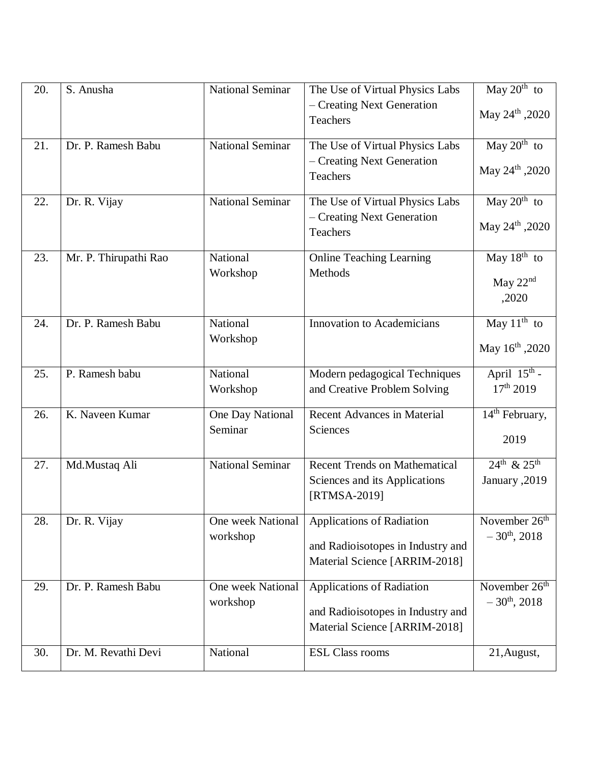| 20. | S. Anusha | National Seminar | The Use of Virtual Physics Labs – Creating Next Generation Teachers | May $20^{th}$ to May $24^{th}$ ,2020 |
|---|---|---|---|---|
| 21. | Dr. P. Ramesh Babu | National Seminar | The Use of Virtual Physics Labs – Creating Next Generation Teachers | May $20^{th}$ to May $24^{th}$ ,2020 |
| 22. | Dr. R. Vijay | National Seminar | The Use of Virtual Physics Labs – Creating Next Generation Teachers | May $20^{th}$ to May $24^{th}$ ,2020 |
| 23. | Mr. P. Thirupathi Rao | National Workshop | Online Teaching Learning Methods | May $18^{th}$ to May $22^{nd}$ ,2020 |
| 24. | Dr. P. Ramesh Babu | National Workshop | Innovation to Academicians | May $11^{th}$ to May $16^{th}$ ,2020 |
| 25. | P. Ramesh babu | National Workshop | Modern pedagogical Techniques and Creative Problem Solving | April $15^{th}$ - $17^{th}$ 2019 |
| 26. | K. Naveen Kumar | One Day National Seminar | Recent Advances in Material Sciences | $14^{th}$ February, 2019 |
| 27. | Md.Mustaq Ali | National Seminar | Recent Trends on Mathematical Sciences and its Applications [RTMSA-2019] | $24^{th}$ & $25^{th}$ January ,2019 |
| 28. | Dr. R. Vijay | One week National workshop | Applications of Radiation and Radioisotopes in Industry and Material Science [ARRIM-2018] | November $26^{th}$ – $30^{th}$, 2018 |
| 29. | Dr. P. Ramesh Babu | One week National workshop | Applications of Radiation and Radioisotopes in Industry and Material Science [ARRIM-2018] | November $26^{th}$ – $30^{th}$, 2018 |
| 30. | Dr. M. Revathi Devi | National | ESL Class rooms | 21,August, |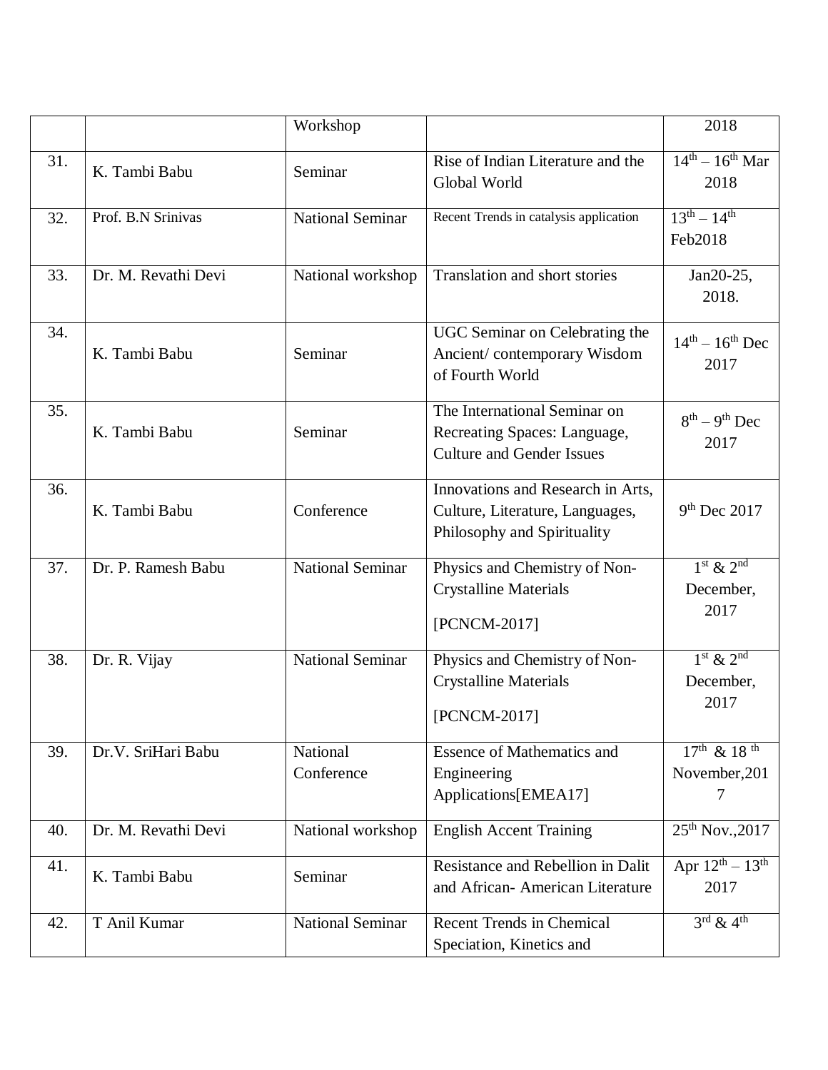| | | Workshop | | 2018 |
|---|---|---|---|---|
| 31. | K. Tambi Babu | Seminar | Rise of Indian Literature and the Global World | $14^{th} – 16^{th}$ Mar 2018 |
| 32. | Prof. B.N Srinivas | National Seminar | Recent Trends in catalysis application | $13^{th} – 14^{th}$ Feb2018 |
| 33. | Dr. M. Revathi Devi | National workshop | Translation and short stories | Jan20-25, 2018. |
| 34. | K. Tambi Babu | Seminar | UGC Seminar on Celebrating the Ancient/ contemporary Wisdom of Fourth World | $14^{th} – 16^{th}$ Dec 2017 |
| 35. | K. Tambi Babu | Seminar | The International Seminar on Recreating Spaces: Language, Culture and Gender Issues | $8^{th} – 9^{th}$ Dec 2017 |
| 36. | K. Tambi Babu | Conference | Innovations and Research in Arts, Culture, Literature, Languages, Philosophy and Spirituality | $9^{th}$ Dec 2017 |
| 37. | Dr. P. Ramesh Babu | National Seminar | Physics and Chemistry of Non-Crystalline Materials [PCNCM-2017] | $1^{st}$ & $2^{nd}$ December, 2017 |
| 38. | Dr. R. Vijay | National Seminar | Physics and Chemistry of Non-Crystalline Materials [PCNCM-2017] | $1^{st}$ & $2^{nd}$ December, 2017 |
| 39. | Dr.V. SriHari Babu | National Conference | Essence of Mathematics and Engineering Applications[EMEA17] | $17^{th}$ & $18^{th}$ November,2017 |
| 40. | Dr. M. Revathi Devi | National workshop | English Accent Training | $25^{th}$ Nov.,2017 |
| 41. | K. Tambi Babu | Seminar | Resistance and Rebellion in Dalit and African- American Literature | Apr $12^{th} – 13^{th}$ 2017 |
| 42. | T Anil Kumar | National Seminar | Recent Trends in Chemical Speciation, Kinetics and | $3^{rd}$ & $4^{th}$ |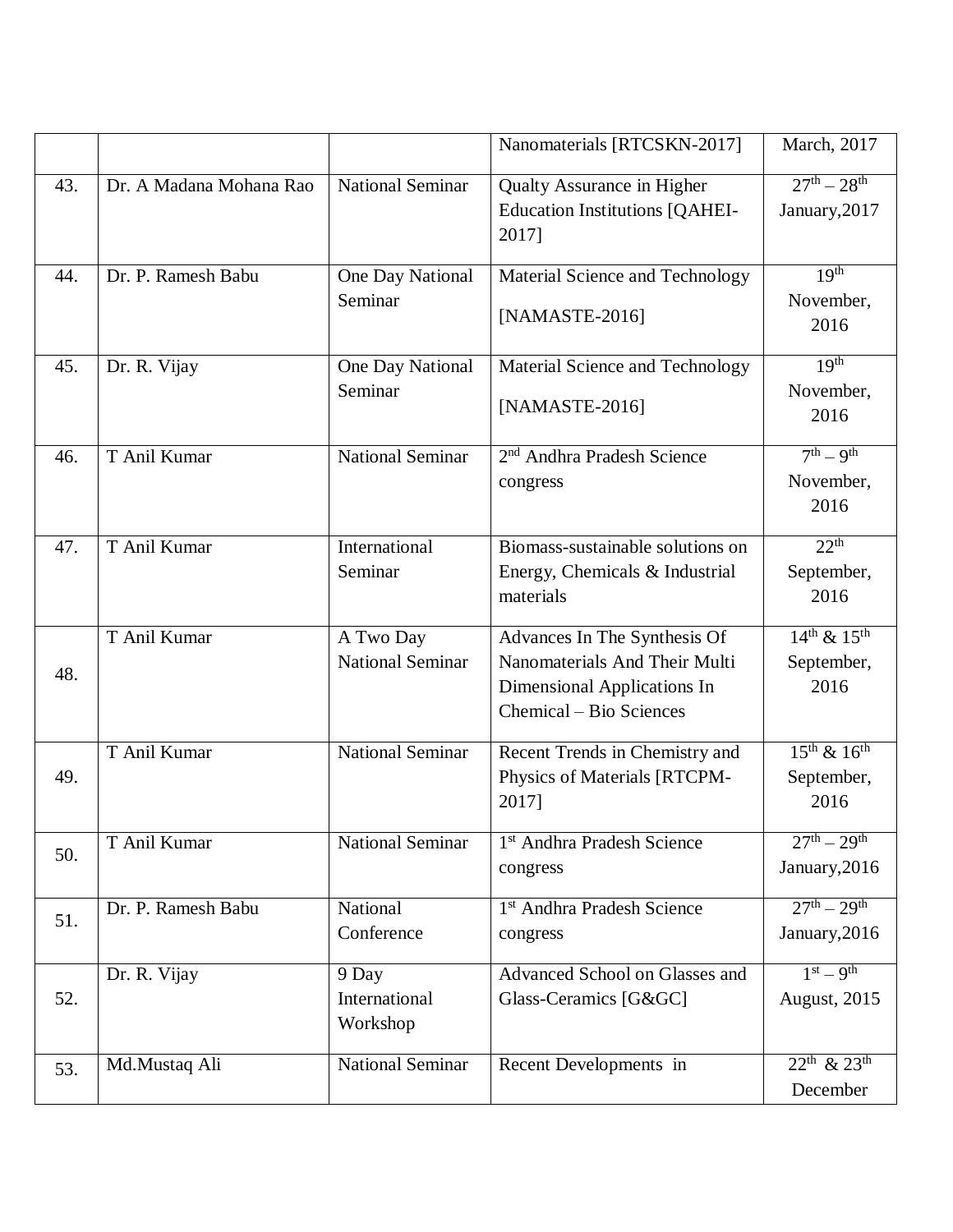| | | | | |
|---|---|---|---|---|
| | | | Nanomaterials [RTCSKN-2017] | March, 2017 |
| 43. | Dr. A Madana Mohana Rao | National Seminar | Qualty Assurance in Higher Education Institutions [QAHEI-2017] | $27^{th}$ – $28^{th}$ January,2017 |
| 44. | Dr. P. Ramesh Babu | One Day National Seminar | Material Science and Technology [NAMASTE-2016] | $19^{th}$ November, 2016 |
| 45. | Dr. R. Vijay | One Day National Seminar | Material Science and Technology [NAMASTE-2016] | $19^{th}$ November, 2016 |
| 46. | T Anil Kumar | National Seminar | $2^{nd}$ Andhra Pradesh Science congress | $7^{th}$ – $9^{th}$ November, 2016 |
| 47. | T Anil Kumar | International Seminar | Biomass-sustainable solutions on Energy, Chemicals & Industrial materials | $22^{th}$ September, 2016 |
| 48. | T Anil Kumar | A Two Day National Seminar | Advances In The Synthesis Of Nanomaterials And Their Multi Dimensional Applications In Chemical – Bio Sciences | $14^{th}$ & $15^{th}$ September, 2016 |
| 49. | T Anil Kumar | National Seminar | Recent Trends in Chemistry and Physics of Materials [RTCPM-2017] | $15^{th}$ & $16^{th}$ September, 2016 |
| 50. | T Anil Kumar | National Seminar | $1^{st}$ Andhra Pradesh Science congress | $27^{th}$ – $29^{th}$ January,2016 |
| 51. | Dr. P. Ramesh Babu | National Conference | $1^{st}$ Andhra Pradesh Science congress | $27^{th}$ – $29^{th}$ January,2016 |
| 52. | Dr. R. Vijay | 9 Day International Workshop | Advanced School on Glasses and Glass-Ceramics [G&GC] | $1^{st}$ – $9^{th}$ August, 2015 |
| 53. | Md.Mustaq Ali | National Seminar | Recent Developments in | $22^{th}$ & $23^{th}$ December |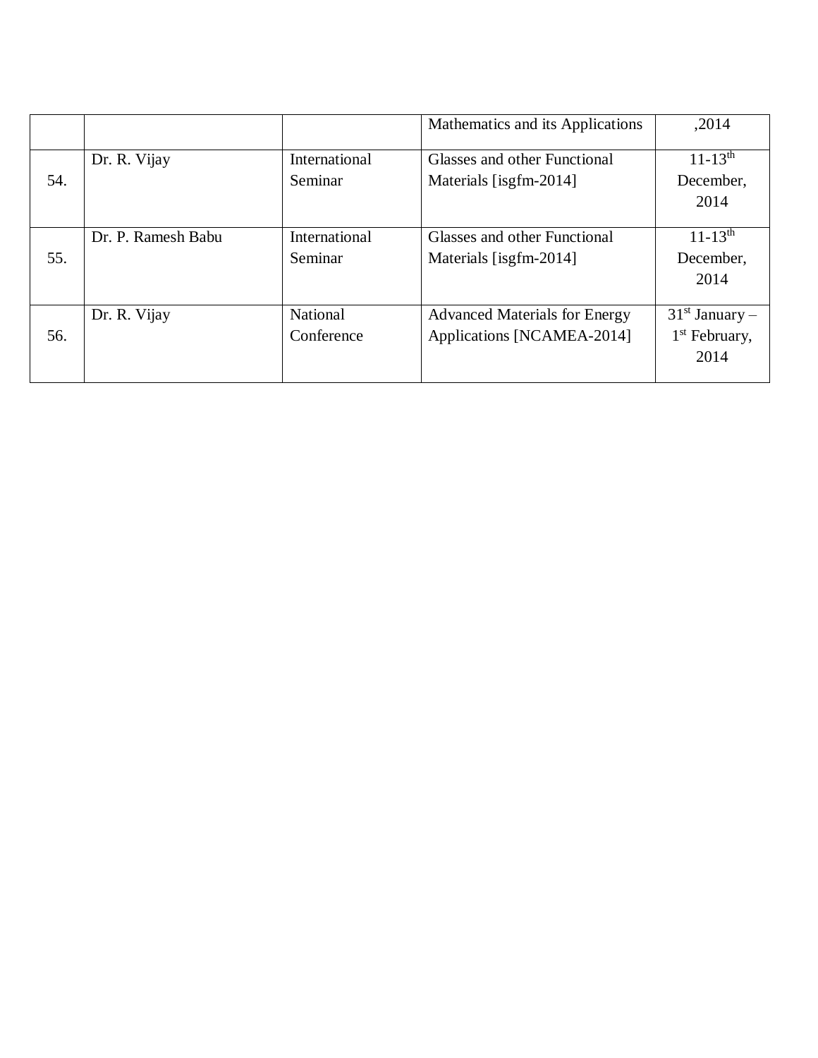| | | | | |
|---|---|---|---|---|
| | | | Mathematics and its Applications | ,2014 |
| 54. | Dr. R. Vijay | International Seminar | Glasses and other Functional Materials [isgfm-2014] | 11-13$^{th}$ December, 2014 |
| 55. | Dr. P. Ramesh Babu | International Seminar | Glasses and other Functional Materials [isgfm-2014] | 11-13$^{th}$ December, 2014 |
| 56. | Dr. R. Vijay | National Conference | Advanced Materials for Energy Applications [NCAMEA-2014] | 31$^{st}$ January – 1$^{st}$ February, 2014 |